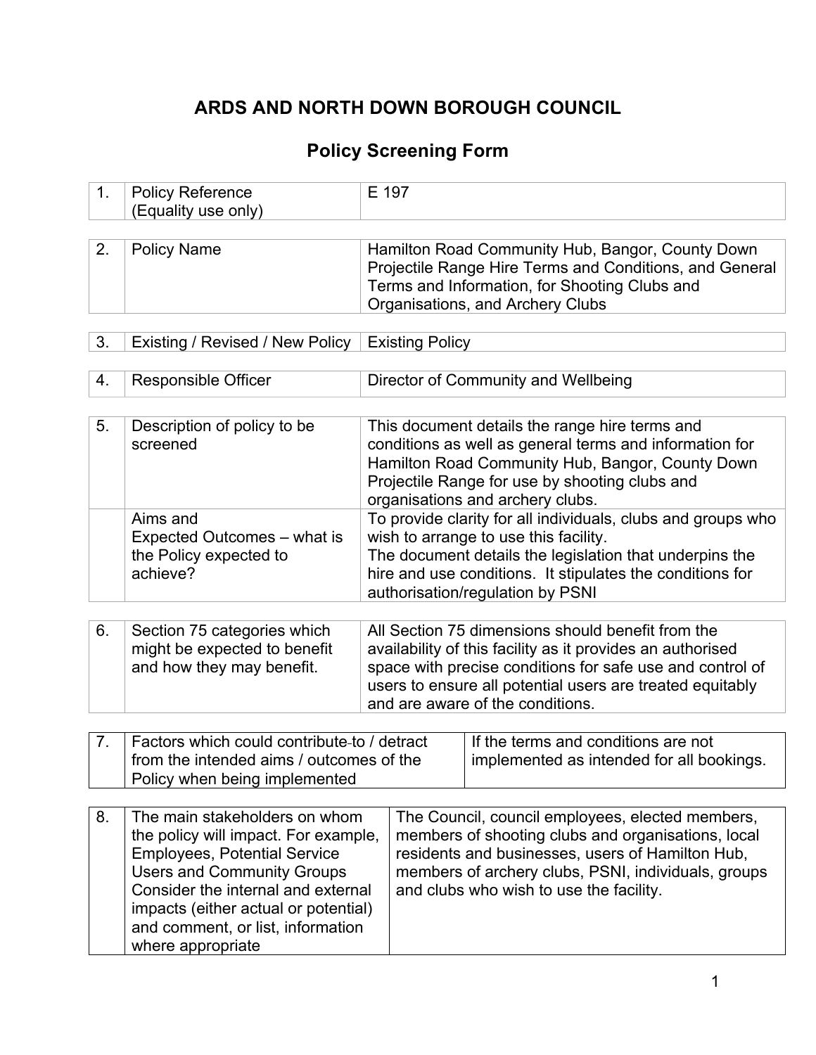# ARDS AND NORTH DOWN BOROUGH COUNCIL

## Policy Screening Form

| | | |
|---|---|---|
| 1. | Policy Reference (Equality use only) | E 197 |

| | | |
|---|---|---|
| 2. | Policy Name | Hamilton Road Community Hub, Bangor, County Down Projectile Range Hire Terms and Conditions, and General Terms and Information, for Shooting Clubs and Organisations, and Archery Clubs |

| | | |
|---|---|---|
| 3. | Existing / Revised / New Policy | Existing Policy |

| | | |
|---|---|---|
| 4. | Responsible Officer | Director of Community and Wellbeing |

| | | |
|---|---|---|
| 5. | Description of policy to be screened | This document details the range hire terms and conditions as well as general terms and information for Hamilton Road Community Hub, Bangor, County Down Projectile Range for use by shooting clubs and organisations and archery clubs. |
| | Aims and Expected Outcomes – what is the Policy expected to achieve? | To provide clarity for all individuals, clubs and groups who wish to arrange to use this facility.<br>The document details the legislation that underpins the hire and use conditions. It stipulates the conditions for authorisation/regulation by PSNI |

| | | |
|---|---|---|
| 6. | Section 75 categories which might be expected to benefit and how they may benefit. | All Section 75 dimensions should benefit from the availability of this facility as it provides an authorised space with precise conditions for safe use and control of users to ensure all potential users are treated equitably and are aware of the conditions. |

| | | |
|---|---|---|
| 7. | Factors which could contribute to / detract from the intended aims / outcomes of the Policy when being implemented | If the terms and conditions are not implemented as intended for all bookings. |

| | | |
|---|---|---|
| 8. | The main stakeholders on whom the policy will impact. For example, Employees, Potential Service Users and Community Groups Consider the internal and external impacts (either actual or potential) and comment, or list, information where appropriate | The Council, council employees, elected members, members of shooting clubs and organisations, local residents and businesses, users of Hamilton Hub, members of archery clubs, PSNI, individuals, groups and clubs who wish to use the facility. |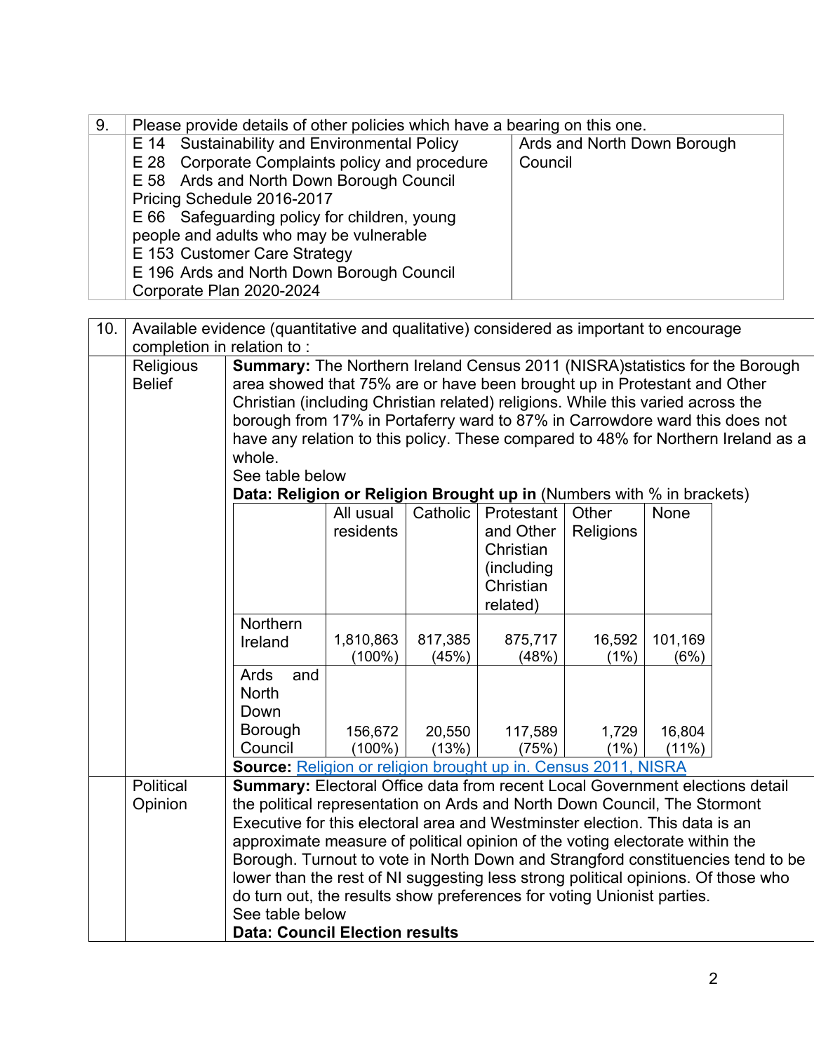| 9. | Please provide details of other policies which have a bearing on this one. | |
|---|---|---|
| | E 14 Sustainability and Environmental Policy<br>E 28 Corporate Complaints policy and procedure<br>E 58 Ards and North Down Borough Council Pricing Schedule 2016-2017<br>E 66 Safeguarding policy for children, young people and adults who may be vulnerable<br>E 153 Customer Care Strategy<br>E 196 Ards and North Down Borough Council Corporate Plan 2020-2024 | Ards and North Down Borough Council |

| 10. | Available evidence (quantitative and qualitative) considered as important to encourage completion in relation to : | |
|---|---|---|
| | Religious Belief | **Summary:** The Northern Ireland Census 2011 (NISRA)statistics for the Borough area showed that 75% are or have been brought up in Protestant and Other Christian (including Christian related) religions. While this varied across the borough from 17% in Portaferry ward to 87% in Carrowdore ward this does not have any relation to this policy. These compared to 48% for Northern Ireland as a whole.<br>See table below<br>**Data: Religion or Religion Brought up in** (Numbers with % in brackets) |

| | All usual residents | Catholic | Protestant and Other Christian (including Christian related) | Other Religions | None |
|---|---|---|---|---|---|
| Northern Ireland | 1,810,863 (100%) | 817,385 (45%) | 875,717 (48%) | 16,592 (1%) | 101,169 (6%) |
| Ards and North Down Borough Council | 156,672 (100%) | 20,550 (13%) | 117,589 (75%) | 1,729 (1%) | 16,804 (11%) |

**Source:** [Religion or religion brought up in. Census 2011, NISRA]()

| | Political Opinion | **Summary:** Electoral Office data from recent Local Government elections detail the political representation on Ards and North Down Council, The Stormont Executive for this electoral area and Westminster election. This data is an approximate measure of political opinion of the voting electorate within the Borough. Turnout to vote in North Down and Strangford constituencies tend to be lower than the rest of NI suggesting less strong political opinions. Of those who do turn out, the results show preferences for voting Unionist parties.<br>See table below<br>**Data: Council Election results** |
|---|---|---|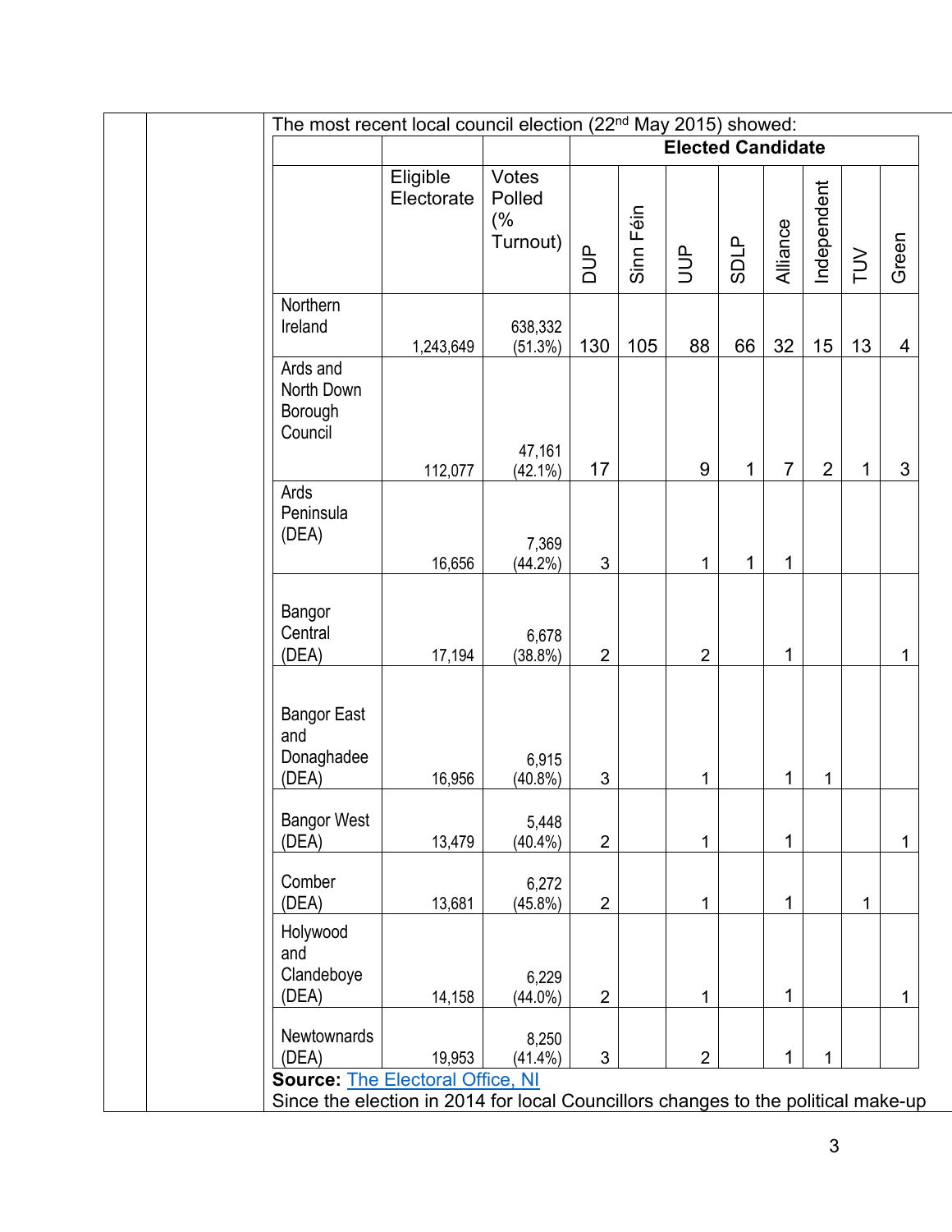The most recent local council election (22nd May 2015) showed:

| | Eligible Electorate | Votes Polled (% Turnout) | Elected Candidate | | | | | | | |
|---|---|---|---|---|---|---|---|---|---|---|
| | | | DUP | Sinn Féin | UUP | SDLP | Alliance | Independent | TUV | Green |
| Northern Ireland | 1,243,649 | 638,332 (51.3%) | 130 | 105 | 88 | 66 | 32 | 15 | 13 | 4 |
| Ards and North Down Borough Council | 112,077 | 47,161 (42.1%) | 17 | | 9 | 1 | 7 | 2 | 1 | 3 |
| Ards Peninsula (DEA) | 16,656 | 7,369 (44.2%) | 3 | | 1 | 1 | 1 | | | |
| Bangor Central (DEA) | 17,194 | 6,678 (38.8%) | 2 | | 2 | | 1 | | | 1 |
| Bangor East and Donaghadee (DEA) | 16,956 | 6,915 (40.8%) | 3 | | 1 | | 1 | 1 | | |
| Bangor West (DEA) | 13,479 | 5,448 (40.4%) | 2 | | 1 | | 1 | | | 1 |
| Comber (DEA) | 13,681 | 6,272 (45.8%) | 2 | | 1 | | 1 | | 1 | |
| Holywood and Clandeboye (DEA) | 14,158 | 6,229 (44.0%) | 2 | | 1 | | 1 | | | 1 |
| Newtownards (DEA) | 19,953 | 8,250 (41.4%) | 3 | | 2 | | 1 | 1 | | |

**Source:** The Electoral Office, NI

Since the election in 2014 for local Councillors changes to the political make-up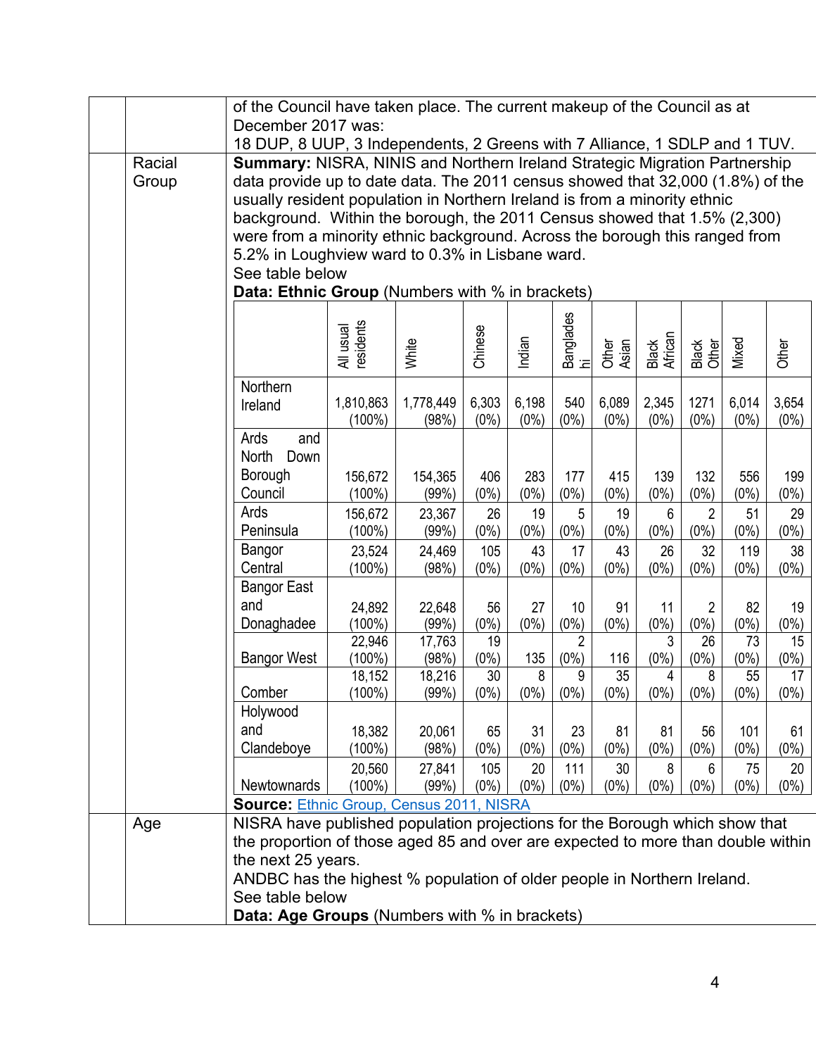| | | |
|---|---|---|
| | | of the Council have taken place. The current makeup of the Council as at December 2017 was: 18 DUP, 8 UUP, 3 Independents, 2 Greens with 7 Alliance, 1 SDLP and 1 TUV. |
| | Racial Group | **Summary:** NISRA, NINIS and Northern Ireland Strategic Migration Partnership data provide up to date data. The 2011 census showed that 32,000 (1.8%) of the usually resident population in Northern Ireland is from a minority ethnic background. Within the borough, the 2011 Census showed that 1.5% (2,300) were from a minority ethnic background. Across the borough this ranged from 5.2% in Loughview ward to 0.3% in Lisbane ward. See table below |

**Data: Ethnic Group** (Numbers with % in brackets)

| | All usual residents | White | Chinese | Indian | Bangladeshi | Other Asian | Black African | Black Other | Mixed | Other |
|---|---|---|---|---|---|---|---|---|---|---|
| Northern Ireland | 1,810,863 (100%) | 1,778,449 (98%) | 6,303 (0%) | 6,198 (0%) | 540 (0%) | 6,089 (0%) | 2,345 (0%) | 1271 (0%) | 6,014 (0%) | 3,654 (0%) |
| Ards and North Down Borough Council | 156,672 (100%) | 154,365 (99%) | 406 (0%) | 283 (0%) | 177 (0%) | 415 (0%) | 139 (0%) | 132 (0%) | 556 (0%) | 199 (0%) |
| Ards Peninsula | 156,672 (100%) | 23,367 (99%) | 26 (0%) | 19 (0%) | 5 (0%) | 19 (0%) | 6 (0%) | 2 (0%) | 51 (0%) | 29 (0%) |
| Bangor Central | 23,524 (100%) | 24,469 (98%) | 105 (0%) | 43 (0%) | 17 (0%) | 43 (0%) | 26 (0%) | 32 (0%) | 119 (0%) | 38 (0%) |
| Bangor East and Donaghadee | 24,892 (100%) | 22,648 (99%) | 56 (0%) | 27 (0%) | 10 (0%) | 91 (0%) | 11 (0%) | 2 (0%) | 82 (0%) | 19 (0%) |
| Bangor West | 22,946 (100%) | 17,763 (98%) | 19 (0%) | 135 | 2 (0%) | 116 | 3 (0%) | 26 (0%) | 73 (0%) | 15 (0%) |
| Comber | 18,152 (100%) | 18,216 (99%) | 30 (0%) | 8 (0%) | 9 (0%) | 35 (0%) | 4 (0%) | 8 (0%) | 55 (0%) | 17 (0%) |
| Holywood and Clandeboye | 18,382 (100%) | 20,061 (98%) | 65 (0%) | 31 (0%) | 23 (0%) | 81 (0%) | 81 (0%) | 56 (0%) | 101 (0%) | 61 (0%) |
| Newtownards | 20,560 (100%) | 27,841 (99%) | 105 (0%) | 20 (0%) | 111 (0%) | 30 (0%) | 8 (0%) | 6 (0%) | 75 (0%) | 20 (0%) |

**Source:** [Ethnic Group, Census 2011, NISRA]

| | | |
|---|---|---|
| | Age | NISRA have published population projections for the Borough which show that the proportion of those aged 85 and over are expected to more than double within the next 25 years. ANDBC has the highest % population of older people in Northern Ireland. See table below |

**Data: Age Groups** (Numbers with % in brackets)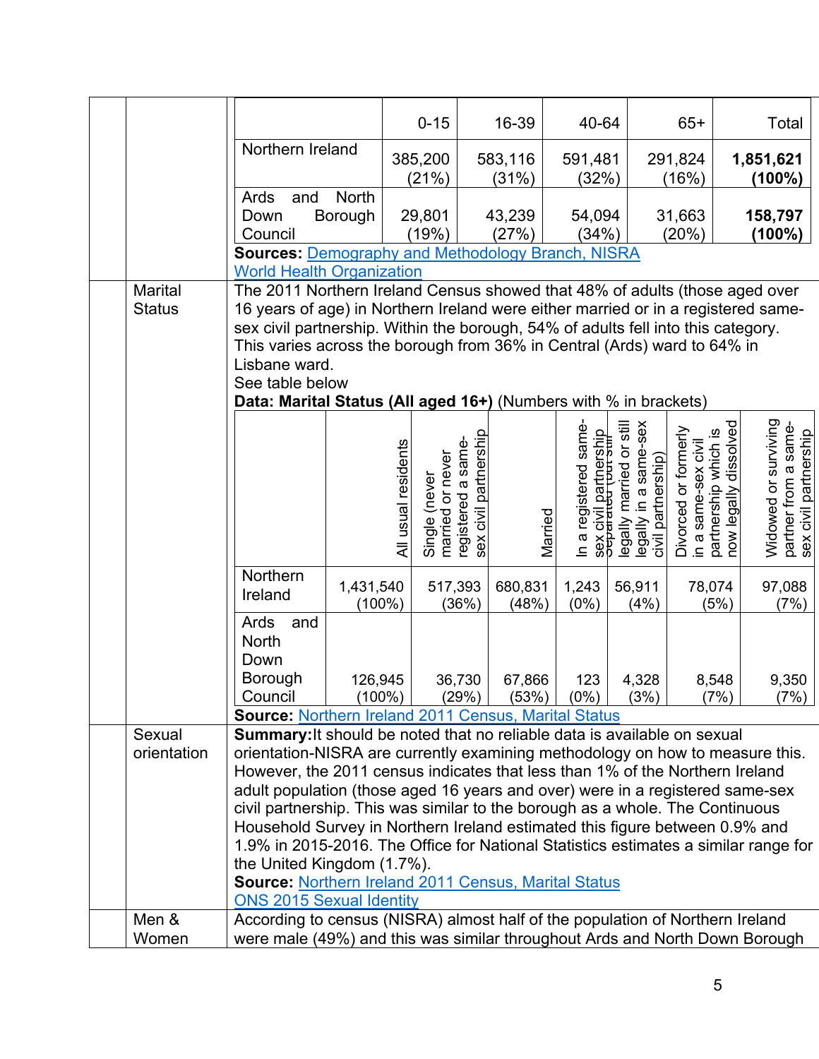| | 0-15 | 16-39 | 40-64 | 65+ | Total |
|---|---|---|---|---|---|
| Northern Ireland | 385,200 (21%) | 583,116 (31%) | 591,481 (32%) | 291,824 (16%) | **1,851,621 (100%)** |
| Ards and North Down Borough Council | 29,801 (19%) | 43,239 (27%) | 54,094 (34%) | 31,663 (20%) | **158,797 (100%)** |

**Sources:** Demography and Methodology Branch, NISRA
World Health Organization

## Marital Status

The 2011 Northern Ireland Census showed that 48% of adults (those aged over 16 years of age) in Northern Ireland were either married or in a registered same-sex civil partnership. Within the borough, 54% of adults fell into this category. This varies across the borough from 36% in Central (Ards) ward to 64% in Lisbane ward.

See table below

**Data: Marital Status (All aged 16+)** (Numbers with % in brackets)

| | All usual residents | Single (never married or never registered a same-sex civil partnership | Married | In a registered same-sex civil partnership | Separated (but still legally married or still legally in a same-sex civil partnership) | Divorced or formerly in a same-sex civil partnership which is now legally dissolved | Widowed or surviving partner from a same-sex civil partnership |
|---|---|---|---|---|---|---|---|
| Northern Ireland | 1,431,540 (100%) | 517,393 (36%) | 680,831 (48%) | 1,243 (0%) | 56,911 (4%) | 78,074 (5%) | 97,088 (7%) |
| Ards and North Down Borough Council | 126,945 (100%) | 36,730 (29%) | 67,866 (53%) | 123 (0%) | 4,328 (3%) | 8,548 (7%) | 9,350 (7%) |

**Source:** Northern Ireland 2011 Census, Marital Status

## Sexual orientation

**Summary:** It should be noted that no reliable data is available on sexual orientation-NISRA are currently examining methodology on how to measure this. However, the 2011 census indicates that less than 1% of the Northern Ireland adult population (those aged 16 years and over) were in a registered same-sex civil partnership. This was similar to the borough as a whole. The Continuous Household Survey in Northern Ireland estimated this figure between 0.9% and 1.9% in 2015-2016. The Office for National Statistics estimates a similar range for the United Kingdom (1.7%).

**Source:** Northern Ireland 2011 Census, Marital Status
ONS 2015 Sexual Identity

## Men & Women

According to census (NISRA) almost half of the population of Northern Ireland were male (49%) and this was similar throughout Ards and North Down Borough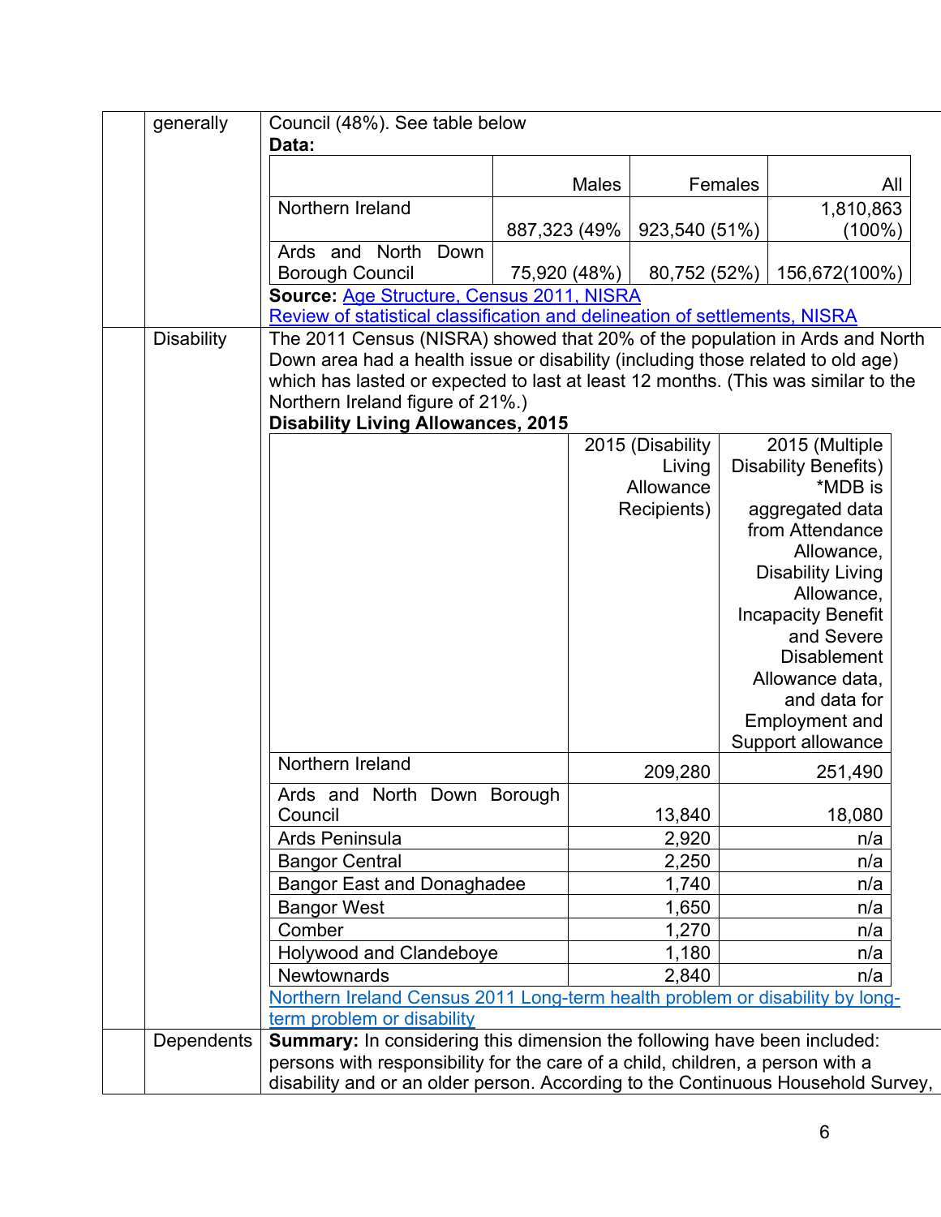| | generally | Council (48%). See table below<br>**Data:**<br><br>\| \| Males \| Females \| All \|<br>\|---\|---\|---\|---\|<br>\| Northern Ireland \| 887,323 (49% \| 923,540 (51%) \| 1,810,863 (100%) \|<br>\| Ards and North Down Borough Council \| 75,920 (48%) \| 80,752 (52%) \| 156,672(100%) \|<br><br>**Source:** [Age Structure, Census 2011, NISRA]()<br>[Review of statistical classification and delineation of settlements, NISRA]() |
|---|---|---|
| | Disability | The 2011 Census (NISRA) showed that 20% of the population in Ards and North Down area had a health issue or disability (including those related to old age) which has lasted or expected to last at least 12 months. (This was similar to the Northern Ireland figure of 21%.)<br>**Disability Living Allowances, 2015** |
| | Dependents | **Summary:** In considering this dimension the following have been included: persons with responsibility for the care of a child, children, a person with a disability and or an older person. According to the Continuous Household Survey, |

**Disability Living Allowances, 2015**

| | 2015 (Disability Living Allowance Recipients) | 2015 (Multiple Disability Benefits) *MDB is aggregated data from Attendance Allowance, Disability Living Allowance, Incapacity Benefit and Severe Disablement Allowance data, and data for Employment and Support allowance |
|---|---|---|
| Northern Ireland | 209,280 | 251,490 |
| Ards and North Down Borough Council | 13,840 | 18,080 |
| Ards Peninsula | 2,920 | n/a |
| Bangor Central | 2,250 | n/a |
| Bangor East and Donaghadee | 1,740 | n/a |
| Bangor West | 1,650 | n/a |
| Comber | 1,270 | n/a |
| Holywood and Clandeboye | 1,180 | n/a |
| Newtownards | 2,840 | n/a |

[Northern Ireland Census 2011 Long-term health problem or disability by long-term problem or disability]()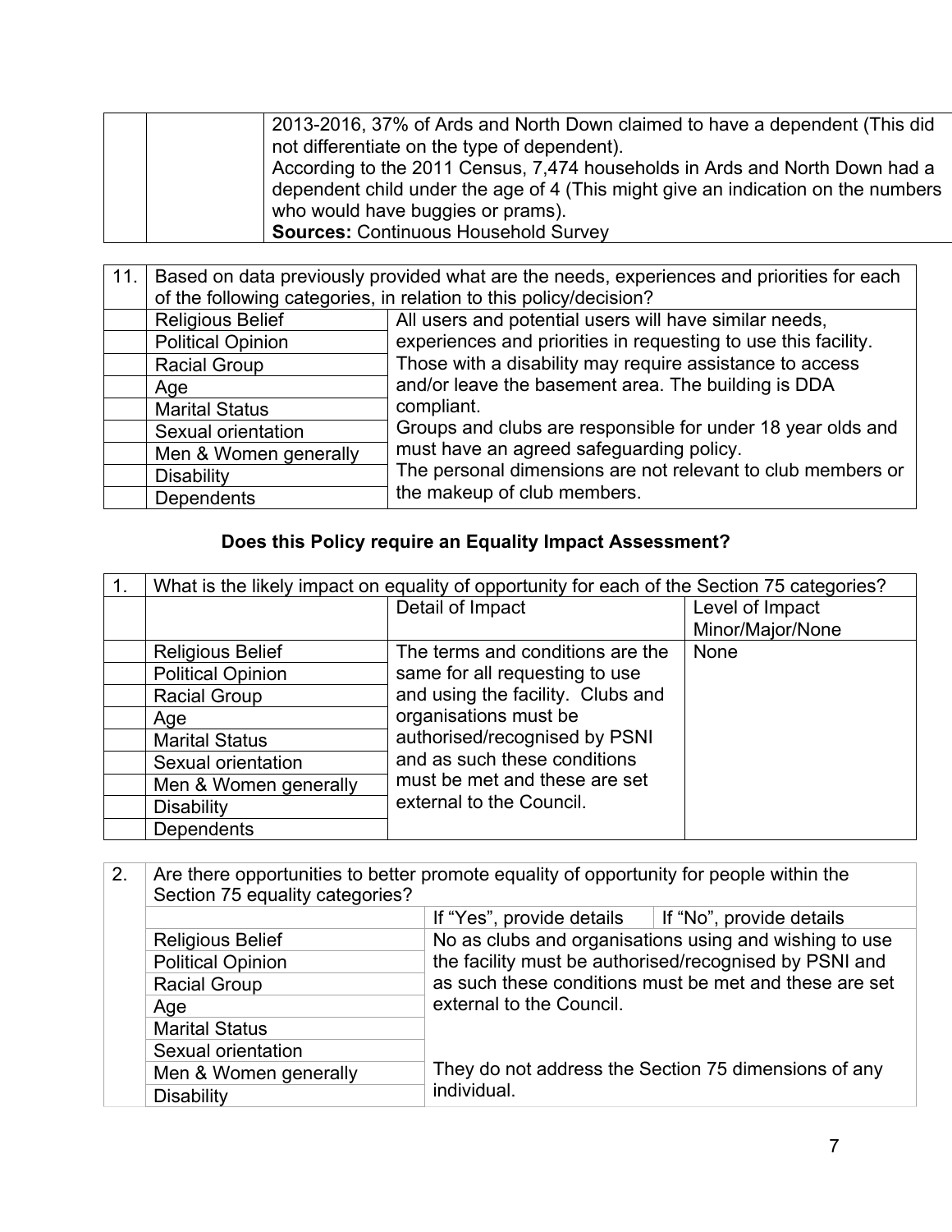| | | |
|---|---|---|
| | | 2013-2016, 37% of Ards and North Down claimed to have a dependent (This did not differentiate on the type of dependent).<br>According to the 2011 Census, 7,474 households in Ards and North Down had a dependent child under the age of 4 (This might give an indication on the numbers who would have buggies or prams).<br>**Sources:** Continuous Household Survey |

| 11. | Based on data previously provided what are the needs, experiences and priorities for each of the following categories, in relation to this policy/decision? | |
|---|---|---|
| | Religious Belief | All users and potential users will have similar needs, experiences and priorities in requesting to use this facility. Those with a disability may require assistance to access and/or leave the basement area. The building is DDA compliant.<br>Groups and clubs are responsible for under 18 year olds and must have an agreed safeguarding policy.<br>The personal dimensions are not relevant to club members or the makeup of club members. |
| | Political Opinion | |
| | Racial Group | |
| | Age | |
| | Marital Status | |
| | Sexual orientation | |
| | Men & Women generally | |
| | Disability | |
| | Dependents | |

### Does this Policy require an Equality Impact Assessment?

| 1. | What is the likely impact on equality of opportunity for each of the Section 75 categories? | | |
|---|---|---|---|
| | | Detail of Impact | Level of Impact Minor/Major/None |
| | Religious Belief | The terms and conditions are the same for all requesting to use and using the facility. Clubs and organisations must be authorised/recognised by PSNI and as such these conditions must be met and these are set external to the Council. | None |
| | Political Opinion | | |
| | Racial Group | | |
| | Age | | |
| | Marital Status | | |
| | Sexual orientation | | |
| | Men & Women generally | | |
| | Disability | | |
| | Dependents | | |

| 2. | Are there opportunities to better promote equality of opportunity for people within the Section 75 equality categories? | | |
|---|---|---|---|
| | | If "Yes", provide details | If "No", provide details |
| | Religious Belief | No as clubs and organisations using and wishing to use the facility must be authorised/recognised by PSNI and as such these conditions must be met and these are set external to the Council.<br><br>They do not address the Section 75 dimensions of any individual. | |
| | Political Opinion | | |
| | Racial Group | | |
| | Age | | |
| | Marital Status | | |
| | Sexual orientation | | |
| | Men & Women generally | | |
| | Disability | | |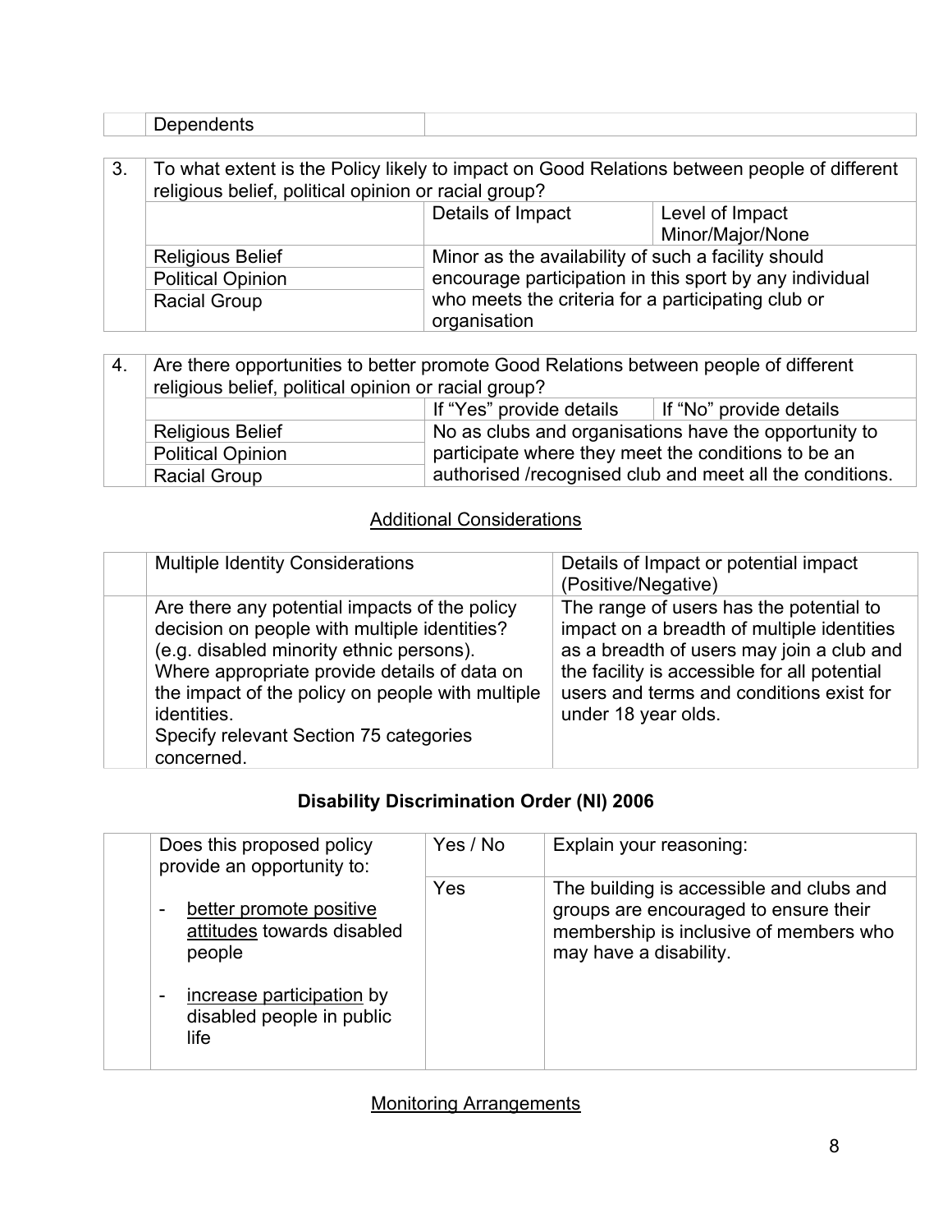| | Dependents | |
|---|---|---|

| 3. | To what extent is the Policy likely to impact on Good Relations between people of different religious belief, political opinion or racial group? | | |
|---|---|---|---|
| | | Details of Impact | Level of Impact Minor/Major/None |
| | Religious Belief | Minor as the availability of such a facility should encourage participation in this sport by any individual who meets the criteria for a participating club or organisation | |
| | Political Opinion | | |
| | Racial Group | | |

| 4. | Are there opportunities to better promote Good Relations between people of different religious belief, political opinion or racial group? | | |
|---|---|---|---|
| | | If "Yes" provide details | If "No" provide details |
| | Religious Belief | No as clubs and organisations have the opportunity to participate where they meet the conditions to be an authorised /recognised club and meet all the conditions. | |
| | Political Opinion | | |
| | Racial Group | | |

## Additional Considerations

| | Multiple Identity Considerations | Details of Impact or potential impact (Positive/Negative) |
|---|---|---|
| | Are there any potential impacts of the policy decision on people with multiple identities? (e.g. disabled minority ethnic persons). Where appropriate provide details of data on the impact of the policy on people with multiple identities. Specify relevant Section 75 categories concerned. | The range of users has the potential to impact on a breadth of multiple identities as a breadth of users may join a club and the facility is accessible for all potential users and terms and conditions exist for under 18 year olds. |

## Disability Discrimination Order (NI) 2006

| | Does this proposed policy provide an opportunity to: | Yes / No | Explain your reasoning: |
|---|---|---|---|
| | - better promote positive attitudes towards disabled people<br>- increase participation by disabled people in public life | Yes | The building is accessible and clubs and groups are encouraged to ensure their membership is inclusive of members who may have a disability. |

## Monitoring Arrangements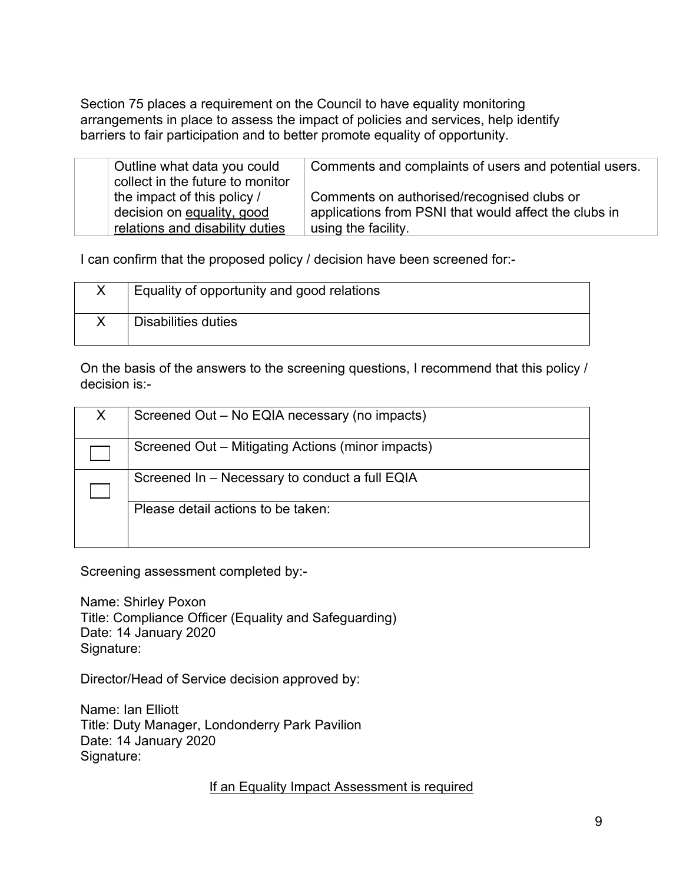Section 75 places a requirement on the Council to have equality monitoring arrangements in place to assess the impact of policies and services, help identify barriers to fair participation and to better promote equality of opportunity.

| | | |
|---|---|---|
| | Outline what data you could collect in the future to monitor the impact of this policy / decision on equality, good relations and disability duties | Comments and complaints of users and potential users.<br><br>Comments on authorised/recognised clubs or applications from PSNI that would affect the clubs in using the facility. |

I can confirm that the proposed policy / decision have been screened for:-

| | |
|---|---|
| X | Equality of opportunity and good relations |
| X | Disabilities duties |

On the basis of the answers to the screening questions, I recommend that this policy / decision is:-

| | |
|---|---|
| X | Screened Out – No EQIA necessary (no impacts) |
| ☐ | Screened Out – Mitigating Actions (minor impacts) |
| ☐ | Screened In – Necessary to conduct a full EQIA |
| | Please detail actions to be taken: |

Screening assessment completed by:-

Name: Shirley Poxon
Title: Compliance Officer (Equality and Safeguarding)
Date: 14 January 2020
Signature:

Director/Head of Service decision approved by:

Name: Ian Elliott
Title: Duty Manager, Londonderry Park Pavilion
Date: 14 January 2020
Signature:

If an Equality Impact Assessment is required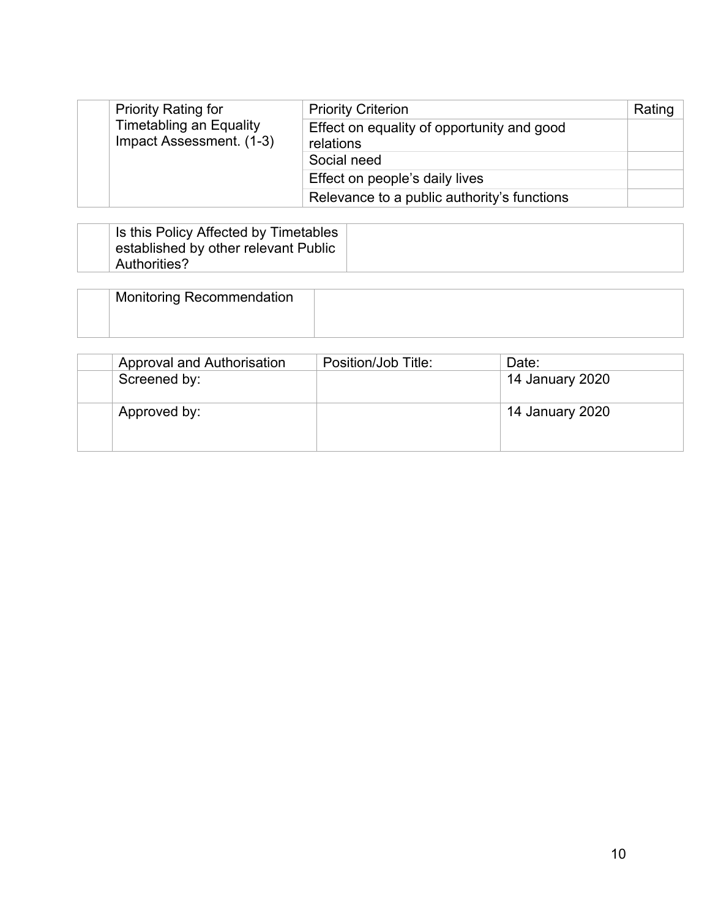| | | | |
|---|---|---|---|
| | Priority Rating for Timetabling an Equality Impact Assessment. (1-3) | Priority Criterion | Rating |
| | | Effect on equality of opportunity and good relations | |
| | | Social need | |
| | | Effect on people's daily lives | |
| | | Relevance to a public authority's functions | |

| | | |
|---|---|---|
| | Is this Policy Affected by Timetables established by other relevant Public Authorities? | |

| | | |
|---|---|---|
| | Monitoring Recommendation | |

| | Approval and Authorisation | Position/Job Title: | Date: |
|---|---|---|---|
| | Screened by: | | 14 January 2020 |
| | Approved by: | | 14 January 2020 |